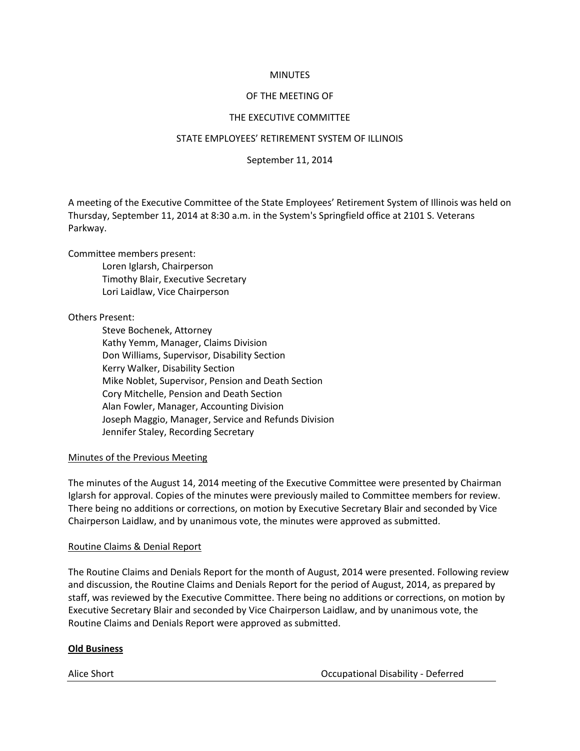MINUTES

OF THE MEETING OF

THE EXECUTIVE COMMITTEE

STATE EMPLOYEES' RETIREMENT SYSTEM OF ILLINOIS

September 11, 2014

A meeting of the Executive Committee of the State Employees' Retirement System of Illinois was held on Thursday, September 11, 2014 at 8:30 a.m. in the System's Springfield office at 2101 S. Veterans Parkway.

Committee members present:

- Loren Iglarsh, Chairperson
- Timothy Blair, Executive Secretary
- Lori Laidlaw, Vice Chairperson

Others Present:

- Steve Bochenek, Attorney
- Kathy Yemm, Manager, Claims Division
- Don Williams, Supervisor, Disability Section
- Kerry Walker, Disability Section
- Mike Noblet, Supervisor, Pension and Death Section
- Cory Mitchelle, Pension and Death Section
- Alan Fowler, Manager, Accounting Division
- Joseph Maggio, Manager, Service and Refunds Division
- Jennifer Staley, Recording Secretary

<u>Minutes of the Previous Meeting</u>

The minutes of the August 14, 2014 meeting of the Executive Committee were presented by Chairman Iglarsh for approval. Copies of the minutes were previously mailed to Committee members for review. There being no additions or corrections, on motion by Executive Secretary Blair and seconded by Vice Chairperson Laidlaw, and by unanimous vote, the minutes were approved as submitted.

<u>Routine Claims & Denial Report</u>

The Routine Claims and Denials Report for the month of August, 2014 were presented. Following review and discussion, the Routine Claims and Denials Report for the period of August, 2014, as prepared by staff, was reviewed by the Executive Committee. There being no additions or corrections, on motion by Executive Secretary Blair and seconded by Vice Chairperson Laidlaw, and by unanimous vote, the Routine Claims and Denials Report were approved as submitted.

**<u>Old Business</u>**

<u>Alice Short — Occupational Disability - Deferred</u>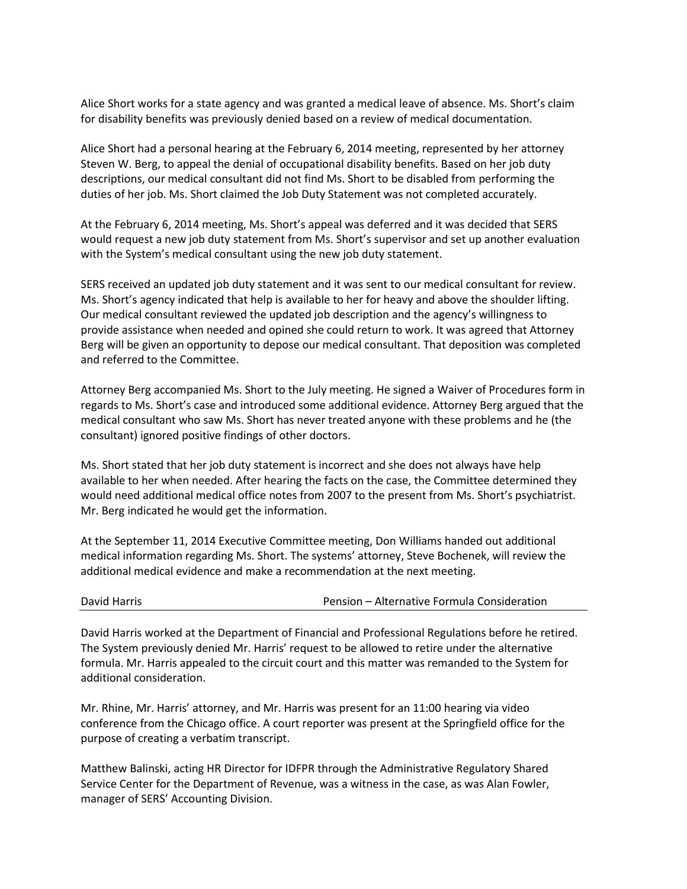Alice Short works for a state agency and was granted a medical leave of absence. Ms. Short's claim for disability benefits was previously denied based on a review of medical documentation.

Alice Short had a personal hearing at the February 6, 2014 meeting, represented by her attorney Steven W. Berg, to appeal the denial of occupational disability benefits. Based on her job duty descriptions, our medical consultant did not find Ms. Short to be disabled from performing the duties of her job. Ms. Short claimed the Job Duty Statement was not completed accurately.

At the February 6, 2014 meeting, Ms. Short's appeal was deferred and it was decided that SERS would request a new job duty statement from Ms. Short's supervisor and set up another evaluation with the System's medical consultant using the new job duty statement.

SERS received an updated job duty statement and it was sent to our medical consultant for review. Ms. Short's agency indicated that help is available to her for heavy and above the shoulder lifting. Our medical consultant reviewed the updated job description and the agency's willingness to provide assistance when needed and opined she could return to work. It was agreed that Attorney Berg will be given an opportunity to depose our medical consultant. That deposition was completed and referred to the Committee.

Attorney Berg accompanied Ms. Short to the July meeting. He signed a Waiver of Procedures form in regards to Ms. Short's case and introduced some additional evidence. Attorney Berg argued that the medical consultant who saw Ms. Short has never treated anyone with these problems and he (the consultant) ignored positive findings of other doctors.

Ms. Short stated that her job duty statement is incorrect and she does not always have help available to her when needed. After hearing the facts on the case, the Committee determined they would need additional medical office notes from 2007 to the present from Ms. Short's psychiatrist. Mr. Berg indicated he would get the information.

At the September 11, 2014 Executive Committee meeting, Don Williams handed out additional medical information regarding Ms. Short. The systems' attorney, Steve Bochenek, will review the additional medical evidence and make a recommendation at the next meeting.

David Harris — Pension – Alternative Formula Consideration

---

David Harris worked at the Department of Financial and Professional Regulations before he retired. The System previously denied Mr. Harris' request to be allowed to retire under the alternative formula. Mr. Harris appealed to the circuit court and this matter was remanded to the System for additional consideration.

Mr. Rhine, Mr. Harris' attorney, and Mr. Harris was present for an 11:00 hearing via video conference from the Chicago office. A court reporter was present at the Springfield office for the purpose of creating a verbatim transcript.

Matthew Balinski, acting HR Director for IDFPR through the Administrative Regulatory Shared Service Center for the Department of Revenue, was a witness in the case, as was Alan Fowler, manager of SERS' Accounting Division.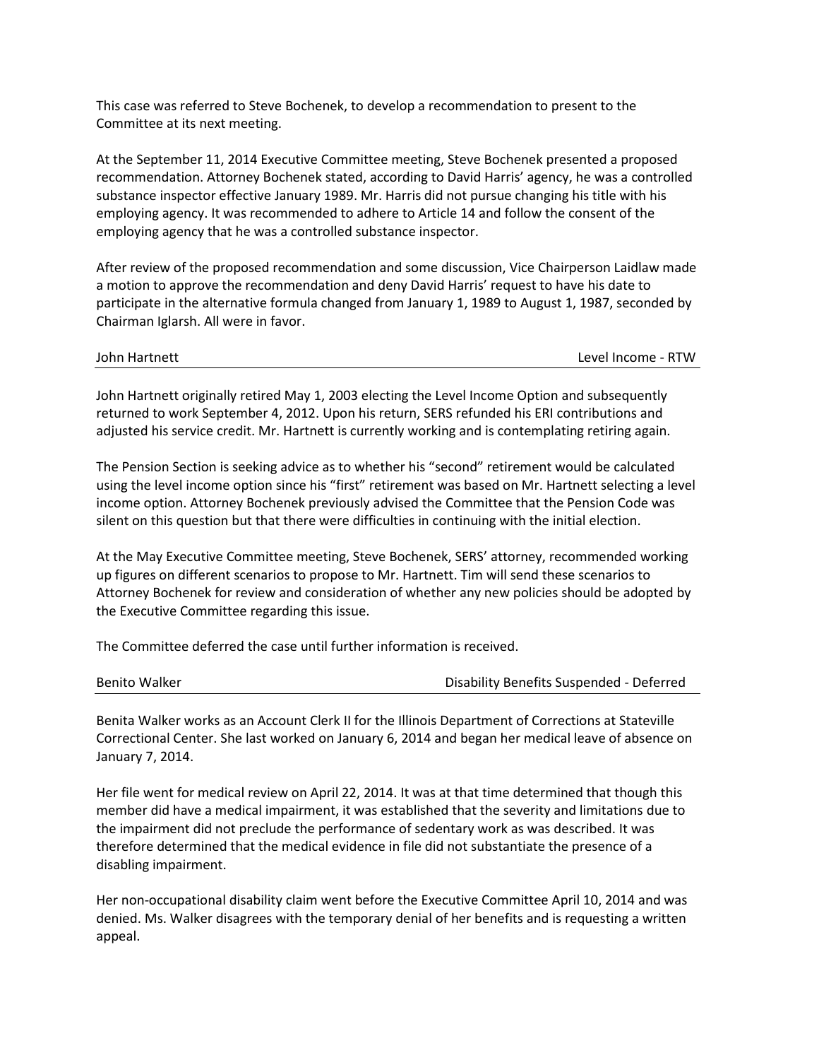This case was referred to Steve Bochenek, to develop a recommendation to present to the Committee at its next meeting.

At the September 11, 2014 Executive Committee meeting, Steve Bochenek presented a proposed recommendation. Attorney Bochenek stated, according to David Harris' agency, he was a controlled substance inspector effective January 1989. Mr. Harris did not pursue changing his title with his employing agency. It was recommended to adhere to Article 14 and follow the consent of the employing agency that he was a controlled substance inspector.

After review of the proposed recommendation and some discussion, Vice Chairperson Laidlaw made a motion to approve the recommendation and deny David Harris' request to have his date to participate in the alternative formula changed from January 1, 1989 to August 1, 1987, seconded by Chairman Iglarsh. All were in favor.

| John Hartnett | Level Income - RTW |
|---|---|

John Hartnett originally retired May 1, 2003 electing the Level Income Option and subsequently returned to work September 4, 2012. Upon his return, SERS refunded his ERI contributions and adjusted his service credit. Mr. Hartnett is currently working and is contemplating retiring again.

The Pension Section is seeking advice as to whether his "second" retirement would be calculated using the level income option since his "first" retirement was based on Mr. Hartnett selecting a level income option. Attorney Bochenek previously advised the Committee that the Pension Code was silent on this question but that there were difficulties in continuing with the initial election.

At the May Executive Committee meeting, Steve Bochenek, SERS' attorney, recommended working up figures on different scenarios to propose to Mr. Hartnett. Tim will send these scenarios to Attorney Bochenek for review and consideration of whether any new policies should be adopted by the Executive Committee regarding this issue.

The Committee deferred the case until further information is received.

| Benito Walker | Disability Benefits Suspended - Deferred |
|---|---|

Benita Walker works as an Account Clerk II for the Illinois Department of Corrections at Stateville Correctional Center. She last worked on January 6, 2014 and began her medical leave of absence on January 7, 2014.

Her file went for medical review on April 22, 2014. It was at that time determined that though this member did have a medical impairment, it was established that the severity and limitations due to the impairment did not preclude the performance of sedentary work as was described. It was therefore determined that the medical evidence in file did not substantiate the presence of a disabling impairment.

Her non-occupational disability claim went before the Executive Committee April 10, 2014 and was denied. Ms. Walker disagrees with the temporary denial of her benefits and is requesting a written appeal.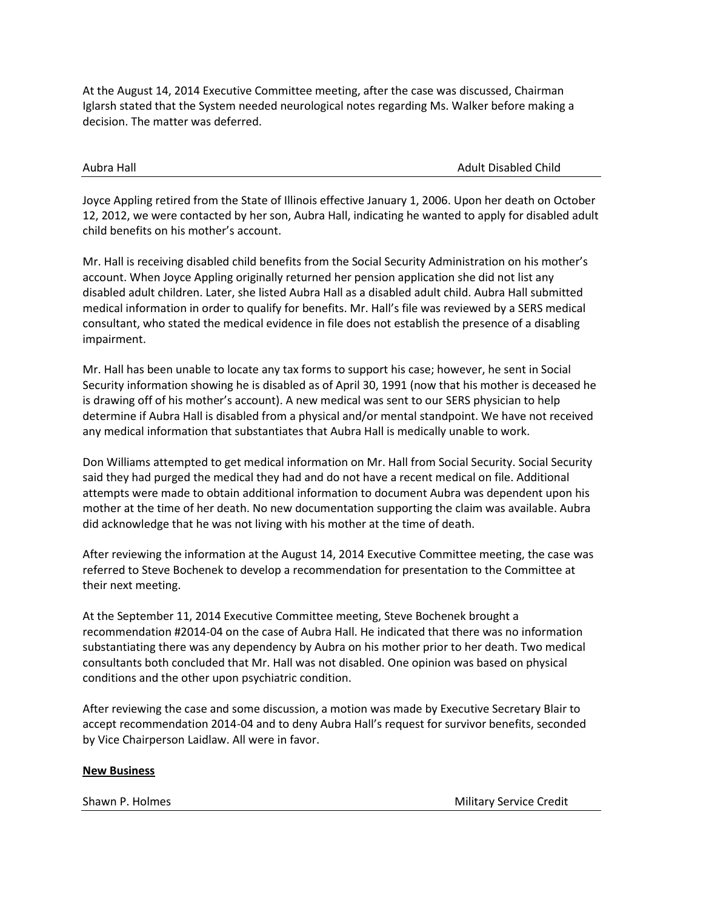At the August 14, 2014 Executive Committee meeting, after the case was discussed, Chairman Iglarsh stated that the System needed neurological notes regarding Ms. Walker before making a decision. The matter was deferred.

Aubra Hall — Adult Disabled Child

Joyce Appling retired from the State of Illinois effective January 1, 2006. Upon her death on October 12, 2012, we were contacted by her son, Aubra Hall, indicating he wanted to apply for disabled adult child benefits on his mother's account.

Mr. Hall is receiving disabled child benefits from the Social Security Administration on his mother's account. When Joyce Appling originally returned her pension application she did not list any disabled adult children. Later, she listed Aubra Hall as a disabled adult child. Aubra Hall submitted medical information in order to qualify for benefits. Mr. Hall's file was reviewed by a SERS medical consultant, who stated the medical evidence in file does not establish the presence of a disabling impairment.

Mr. Hall has been unable to locate any tax forms to support his case; however, he sent in Social Security information showing he is disabled as of April 30, 1991 (now that his mother is deceased he is drawing off of his mother's account). A new medical was sent to our SERS physician to help determine if Aubra Hall is disabled from a physical and/or mental standpoint. We have not received any medical information that substantiates that Aubra Hall is medically unable to work.

Don Williams attempted to get medical information on Mr. Hall from Social Security. Social Security said they had purged the medical they had and do not have a recent medical on file. Additional attempts were made to obtain additional information to document Aubra was dependent upon his mother at the time of her death. No new documentation supporting the claim was available. Aubra did acknowledge that he was not living with his mother at the time of death.

After reviewing the information at the August 14, 2014 Executive Committee meeting, the case was referred to Steve Bochenek to develop a recommendation for presentation to the Committee at their next meeting.

At the September 11, 2014 Executive Committee meeting, Steve Bochenek brought a recommendation #2014-04 on the case of Aubra Hall. He indicated that there was no information substantiating there was any dependency by Aubra on his mother prior to her death. Two medical consultants both concluded that Mr. Hall was not disabled. One opinion was based on physical conditions and the other upon psychiatric condition.

After reviewing the case and some discussion, a motion was made by Executive Secretary Blair to accept recommendation 2014-04 and to deny Aubra Hall's request for survivor benefits, seconded by Vice Chairperson Laidlaw. All were in favor.

**New Business**

Shawn P. Holmes — Military Service Credit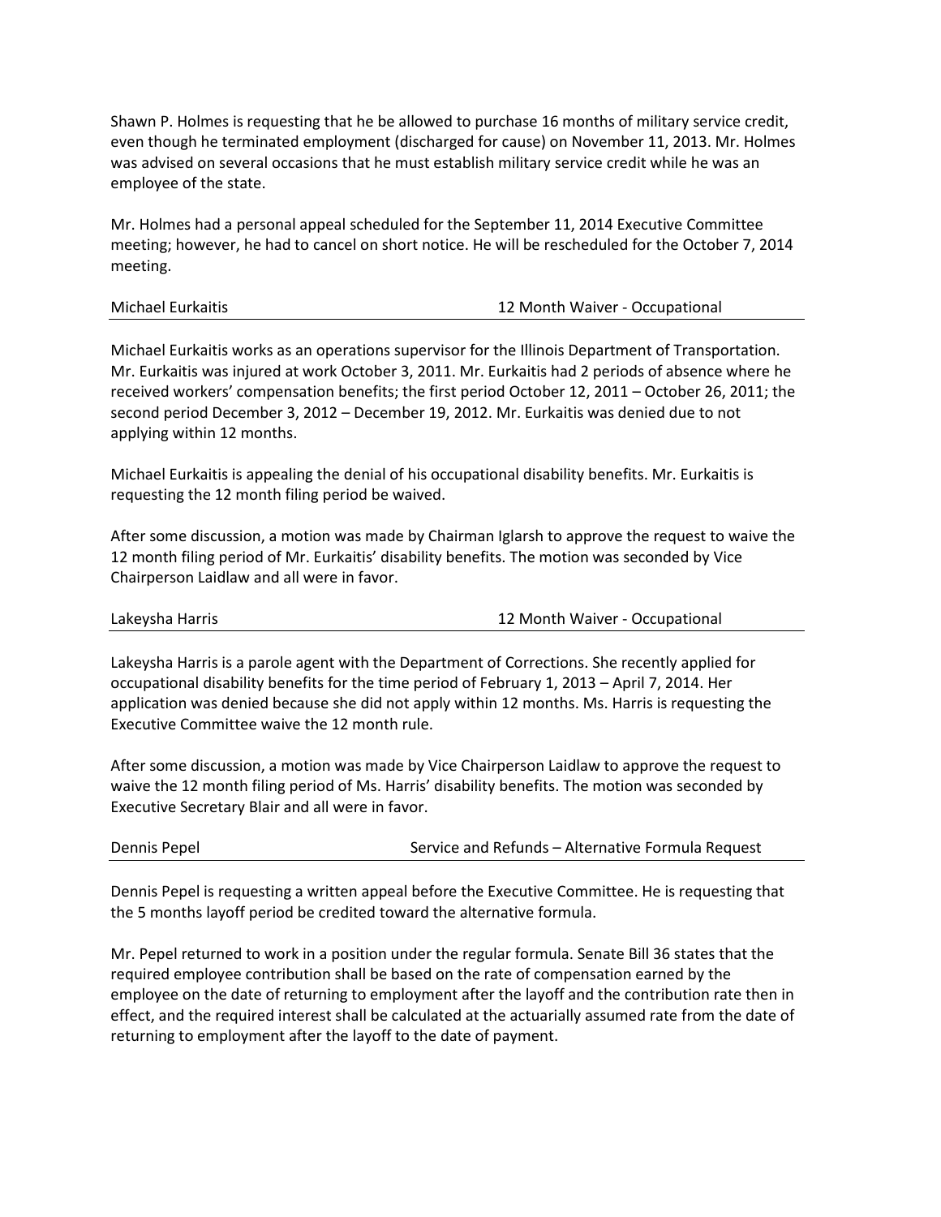Shawn P. Holmes is requesting that he be allowed to purchase 16 months of military service credit, even though he terminated employment (discharged for cause) on November 11, 2013. Mr. Holmes was advised on several occasions that he must establish military service credit while he was an employee of the state.

Mr. Holmes had a personal appeal scheduled for the September 11, 2014 Executive Committee meeting; however, he had to cancel on short notice. He will be rescheduled for the October 7, 2014 meeting.

| Michael Eurkaitis | 12 Month Waiver - Occupational |
|---|---|

Michael Eurkaitis works as an operations supervisor for the Illinois Department of Transportation. Mr. Eurkaitis was injured at work October 3, 2011. Mr. Eurkaitis had 2 periods of absence where he received workers' compensation benefits; the first period October 12, 2011 – October 26, 2011; the second period December 3, 2012 – December 19, 2012. Mr. Eurkaitis was denied due to not applying within 12 months.

Michael Eurkaitis is appealing the denial of his occupational disability benefits. Mr. Eurkaitis is requesting the 12 month filing period be waived.

After some discussion, a motion was made by Chairman Iglarsh to approve the request to waive the 12 month filing period of Mr. Eurkaitis' disability benefits. The motion was seconded by Vice Chairperson Laidlaw and all were in favor.

| Lakeysha Harris | 12 Month Waiver - Occupational |
|---|---|

Lakeysha Harris is a parole agent with the Department of Corrections. She recently applied for occupational disability benefits for the time period of February 1, 2013 – April 7, 2014. Her application was denied because she did not apply within 12 months. Ms. Harris is requesting the Executive Committee waive the 12 month rule.

After some discussion, a motion was made by Vice Chairperson Laidlaw to approve the request to waive the 12 month filing period of Ms. Harris' disability benefits. The motion was seconded by Executive Secretary Blair and all were in favor.

| Dennis Pepel | Service and Refunds – Alternative Formula Request |
|---|---|

Dennis Pepel is requesting a written appeal before the Executive Committee. He is requesting that the 5 months layoff period be credited toward the alternative formula.

Mr. Pepel returned to work in a position under the regular formula. Senate Bill 36 states that the required employee contribution shall be based on the rate of compensation earned by the employee on the date of returning to employment after the layoff and the contribution rate then in effect, and the required interest shall be calculated at the actuarially assumed rate from the date of returning to employment after the layoff to the date of payment.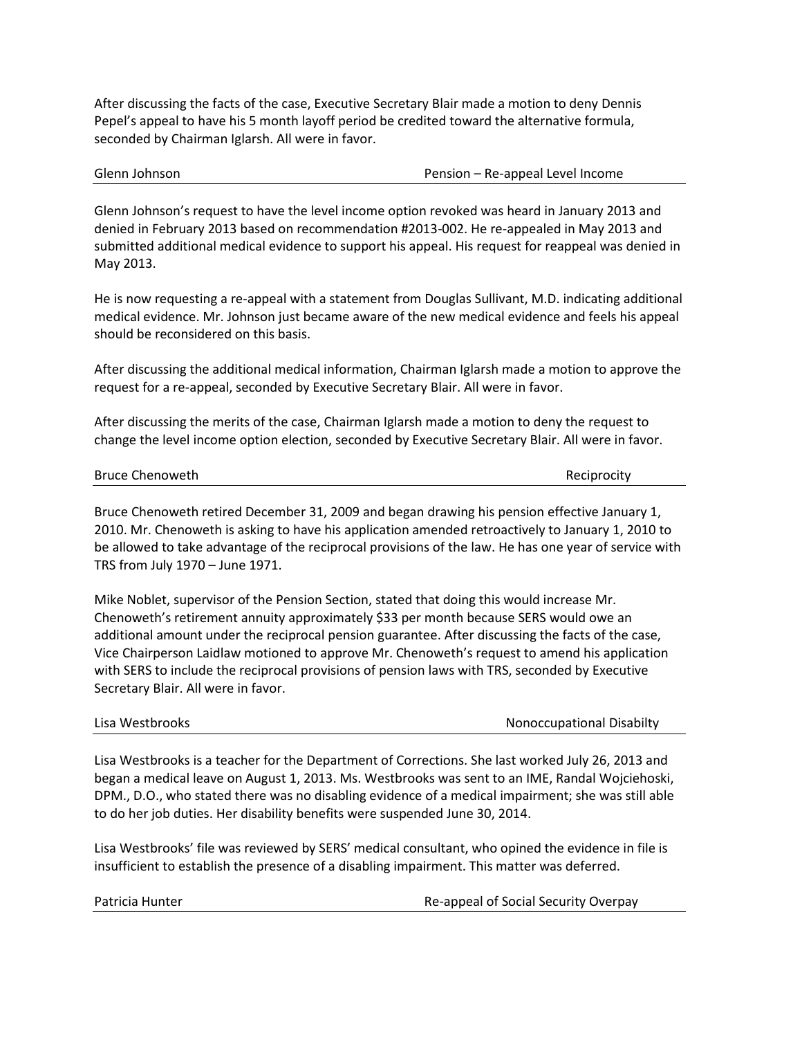After discussing the facts of the case, Executive Secretary Blair made a motion to deny Dennis Pepel's appeal to have his 5 month layoff period be credited toward the alternative formula, seconded by Chairman Iglarsh. All were in favor.

Glenn Johnson — Pension – Re-appeal Level Income

---

Glenn Johnson's request to have the level income option revoked was heard in January 2013 and denied in February 2013 based on recommendation #2013-002. He re-appealed in May 2013 and submitted additional medical evidence to support his appeal. His request for reappeal was denied in May 2013.

He is now requesting a re-appeal with a statement from Douglas Sullivant, M.D. indicating additional medical evidence. Mr. Johnson just became aware of the new medical evidence and feels his appeal should be reconsidered on this basis.

After discussing the additional medical information, Chairman Iglarsh made a motion to approve the request for a re-appeal, seconded by Executive Secretary Blair. All were in favor.

After discussing the merits of the case, Chairman Iglarsh made a motion to deny the request to change the level income option election, seconded by Executive Secretary Blair. All were in favor.

Bruce Chenoweth — Reciprocity

---

Bruce Chenoweth retired December 31, 2009 and began drawing his pension effective January 1, 2010. Mr. Chenoweth is asking to have his application amended retroactively to January 1, 2010 to be allowed to take advantage of the reciprocal provisions of the law. He has one year of service with TRS from July 1970 – June 1971.

Mike Noblet, supervisor of the Pension Section, stated that doing this would increase Mr. Chenoweth's retirement annuity approximately $33 per month because SERS would owe an additional amount under the reciprocal pension guarantee. After discussing the facts of the case, Vice Chairperson Laidlaw motioned to approve Mr. Chenoweth's request to amend his application with SERS to include the reciprocal provisions of pension laws with TRS, seconded by Executive Secretary Blair. All were in favor.

Lisa Westbrooks — Nonoccupational Disabilty

---

Lisa Westbrooks is a teacher for the Department of Corrections. She last worked July 26, 2013 and began a medical leave on August 1, 2013. Ms. Westbrooks was sent to an IME, Randal Wojciehoski, DPM., D.O., who stated there was no disabling evidence of a medical impairment; she was still able to do her job duties. Her disability benefits were suspended June 30, 2014.

Lisa Westbrooks' file was reviewed by SERS' medical consultant, who opined the evidence in file is insufficient to establish the presence of a disabling impairment. This matter was deferred.

Patricia Hunter — Re-appeal of Social Security Overpay

---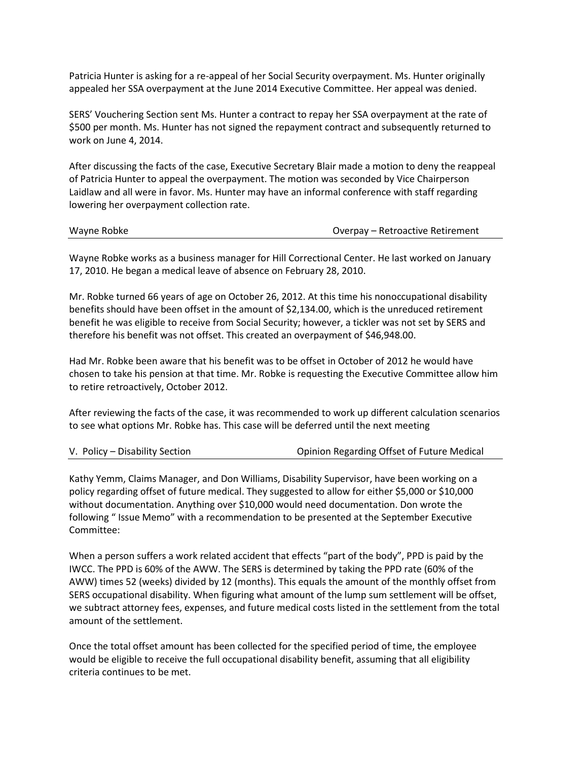Patricia Hunter is asking for a re-appeal of her Social Security overpayment. Ms. Hunter originally appealed her SSA overpayment at the June 2014 Executive Committee. Her appeal was denied.

SERS' Vouchering Section sent Ms. Hunter a contract to repay her SSA overpayment at the rate of \$500 per month. Ms. Hunter has not signed the repayment contract and subsequently returned to work on June 4, 2014.

After discussing the facts of the case, Executive Secretary Blair made a motion to deny the reappeal of Patricia Hunter to appeal the overpayment. The motion was seconded by Vice Chairperson Laidlaw and all were in favor. Ms. Hunter may have an informal conference with staff regarding lowering her overpayment collection rate.

| Wayne Robke | Overpay – Retroactive Retirement |
|---|---|

Wayne Robke works as a business manager for Hill Correctional Center. He last worked on January 17, 2010. He began a medical leave of absence on February 28, 2010.

Mr. Robke turned 66 years of age on October 26, 2012. At this time his nonoccupational disability benefits should have been offset in the amount of \$2,134.00, which is the unreduced retirement benefit he was eligible to receive from Social Security; however, a tickler was not set by SERS and therefore his benefit was not offset. This created an overpayment of \$46,948.00.

Had Mr. Robke been aware that his benefit was to be offset in October of 2012 he would have chosen to take his pension at that time. Mr. Robke is requesting the Executive Committee allow him to retire retroactively, October 2012.

After reviewing the facts of the case, it was recommended to work up different calculation scenarios to see what options Mr. Robke has. This case will be deferred until the next meeting

| V. Policy – Disability Section | Opinion Regarding Offset of Future Medical |
|---|---|

Kathy Yemm, Claims Manager, and Don Williams, Disability Supervisor, have been working on a policy regarding offset of future medical. They suggested to allow for either \$5,000 or \$10,000 without documentation. Anything over \$10,000 would need documentation. Don wrote the following " Issue Memo" with a recommendation to be presented at the September Executive Committee:

When a person suffers a work related accident that effects "part of the body", PPD is paid by the IWCC. The PPD is 60% of the AWW. The SERS is determined by taking the PPD rate (60% of the AWW) times 52 (weeks) divided by 12 (months). This equals the amount of the monthly offset from SERS occupational disability. When figuring what amount of the lump sum settlement will be offset, we subtract attorney fees, expenses, and future medical costs listed in the settlement from the total amount of the settlement.

Once the total offset amount has been collected for the specified period of time, the employee would be eligible to receive the full occupational disability benefit, assuming that all eligibility criteria continues to be met.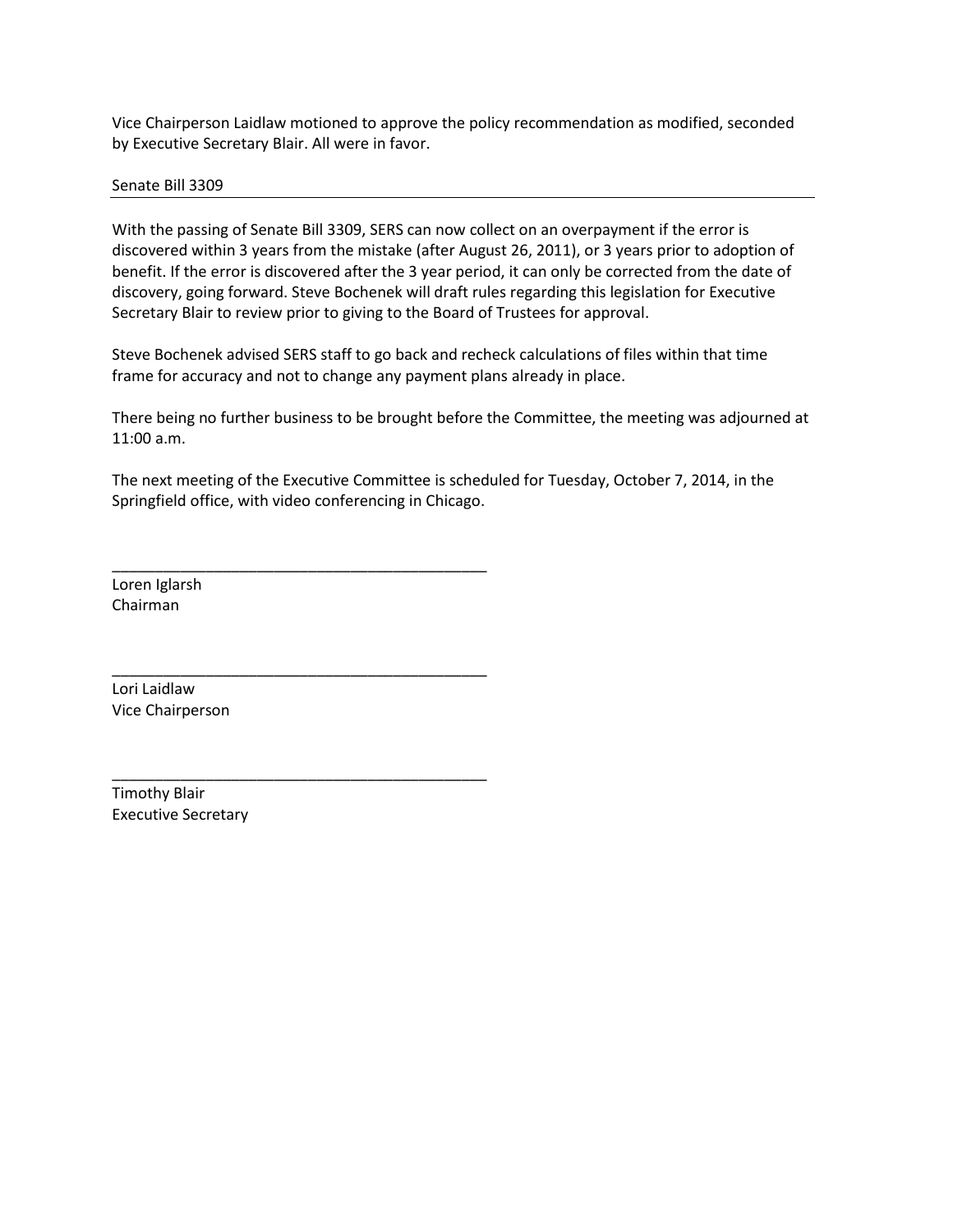Vice Chairperson Laidlaw motioned to approve the policy recommendation as modified, seconded by Executive Secretary Blair. All were in favor.

## Senate Bill 3309

With the passing of Senate Bill 3309, SERS can now collect on an overpayment if the error is discovered within 3 years from the mistake (after August 26, 2011), or 3 years prior to adoption of benefit. If the error is discovered after the 3 year period, it can only be corrected from the date of discovery, going forward. Steve Bochenek will draft rules regarding this legislation for Executive Secretary Blair to review prior to giving to the Board of Trustees for approval.

Steve Bochenek advised SERS staff to go back and recheck calculations of files within that time frame for accuracy and not to change any payment plans already in place.

There being no further business to be brought before the Committee, the meeting was adjourned at 11:00 a.m.

The next meeting of the Executive Committee is scheduled for Tuesday, October 7, 2014, in the Springfield office, with video conferencing in Chicago.

______________________________________________
Loren Iglarsh
Chairman

______________________________________________
Lori Laidlaw
Vice Chairperson

______________________________________________
Timothy Blair
Executive Secretary